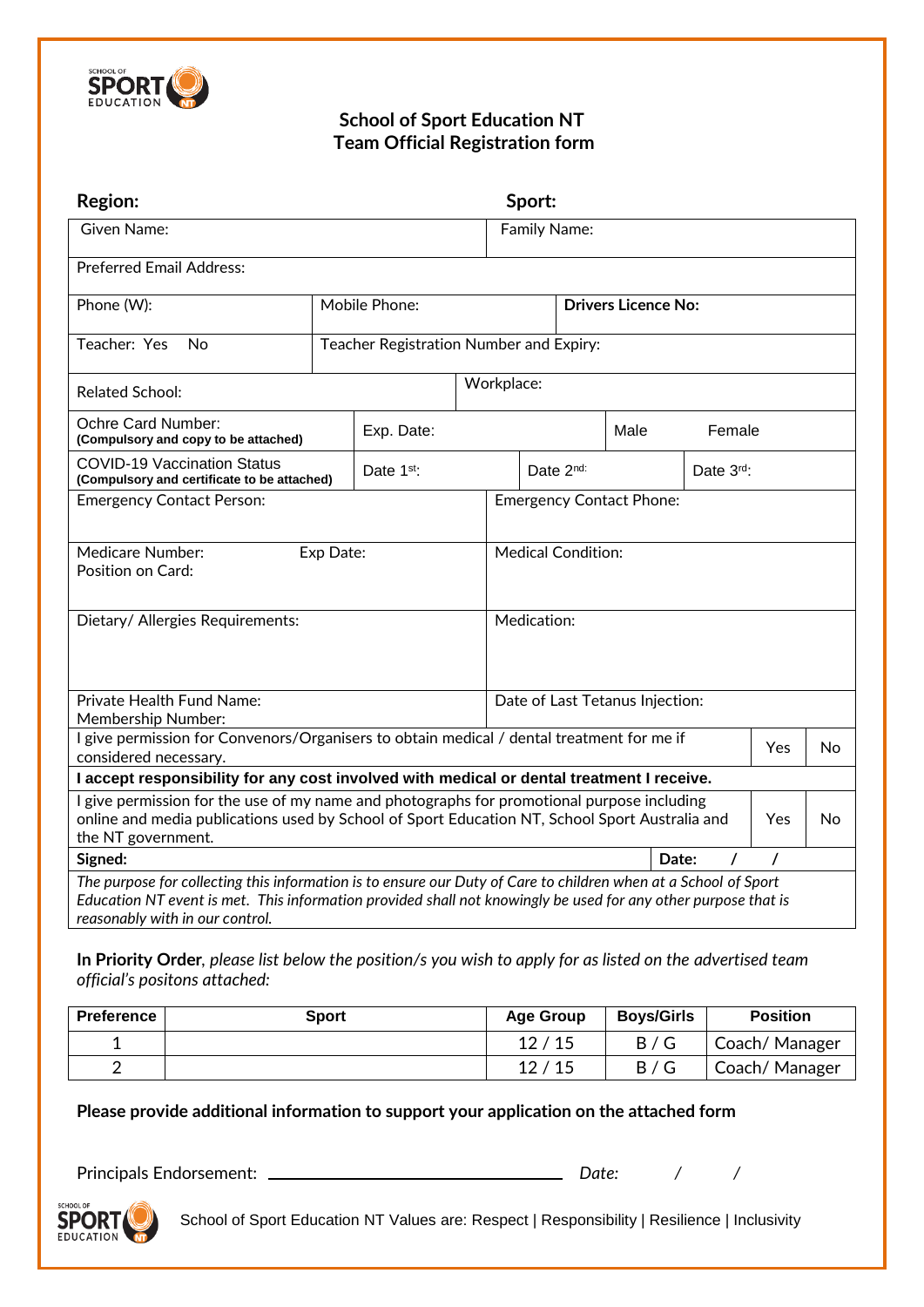# School of Sport Education NT
## Team Official Registration form

**Region:** **Sport:**

| | | | |
|---|---|---|---|
| Given Name: | | Family Name: | |
| Preferred Email Address: | | | |
| Phone (W): | Mobile Phone: | **Drivers Licence No:** | |
| Teacher: Yes No | Teacher Registration Number and Expiry: | | |
| Related School: | | Workplace: | |
| Ochre Card Number: **(Compulsory and copy to be attached)** | Exp. Date: | Male | Female |
| COVID-19 Vaccination Status **(Compulsory and certificate to be attached)** | Date 1st: | Date 2nd: | Date 3rd: |
| Emergency Contact Person: | | Emergency Contact Phone: | |
| Medicare Number: Exp Date: Position on Card: | | Medical Condition: | |
| Dietary/ Allergies Requirements: | | Medication: | |
| Private Health Fund Name: Membership Number: | | Date of Last Tetanus Injection: | |

| | | |
|---|---|---|
| I give permission for Convenors/Organisers to obtain medical / dental treatment for me if considered necessary. | Yes | No |
| **I accept responsibility for any cost involved with medical or dental treatment I receive.** | | |
| I give permission for the use of my name and photographs for promotional purpose including online and media publications used by School of Sport Education NT, School Sport Australia and the NT government. | Yes | No |
| **Signed:** | **Date:** / / | |

*The purpose for collecting this information is to ensure our Duty of Care to children when at a School of Sport Education NT event is met. This information provided shall not knowingly be used for any other purpose that is reasonably with in our control.*

**In Priority Order**, *please list below the position/s you wish to apply for as listed on the advertised team official's positons attached:*

| Preference | Sport | Age Group | Boys/Girls | Position |
|---|---|---|---|---|
| 1 | | 12 / 15 | B / G | Coach/ Manager |
| 2 | | 12 / 15 | B / G | Coach/ Manager |

**Please provide additional information to support your application on the attached form**

Principals Endorsement: ______________________________ *Date:* / /

School of Sport Education NT Values are: Respect | Responsibility | Resilience | Inclusivity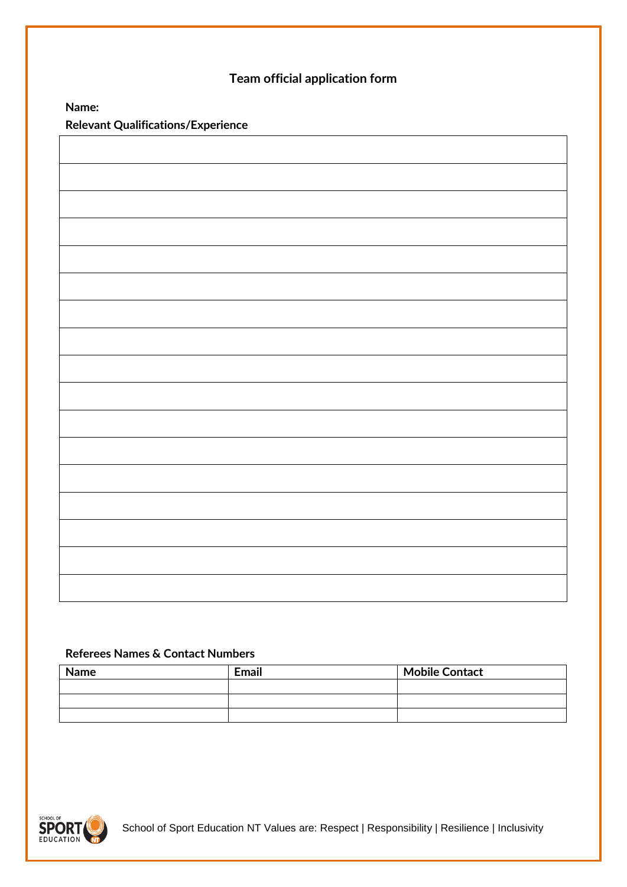## Team official application form

**Name:**

**Relevant Qualifications/Experience**

| |
|---|
| |
| |
| |
| |
| |
| |
| |
| |
| |
| |
| |
| |
| |
| |
| |
| |
| |

**Referees Names & Contact Numbers**

| Name | Email | Mobile Contact |
|---|---|---|
| | | |
| | | |
| | | |

School of Sport Education NT Values are: Respect | Responsibility | Resilience | Inclusivity